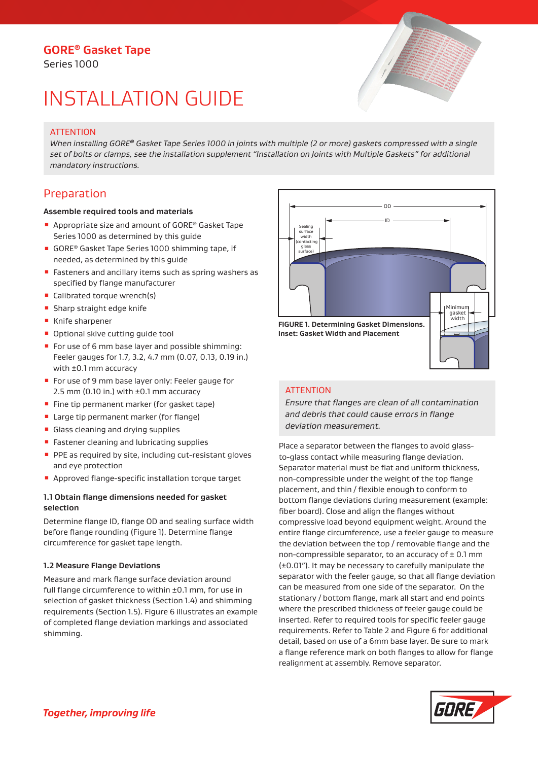# GORE® Gasket Tape

Series 1000

# INSTALLATION GUIDE

> ATTENTION
>
> *When installing GORE® Gasket Tape Series 1000 in joints with multiple (2 or more) gaskets compressed with a single set of bolts or clamps, see the installation supplement "Installation on Joints with Multiple Gaskets" for additional mandatory instructions.*

## Preparation

**Assemble required tools and materials**

- Appropriate size and amount of GORE® Gasket Tape Series 1000 as determined by this guide
- GORE® Gasket Tape Series 1000 shimming tape, if needed, as determined by this guide
- Fasteners and ancillary items such as spring washers as specified by flange manufacturer
- Calibrated torque wrench(s)
- Sharp straight edge knife
- Knife sharpener
- Optional skive cutting guide tool
- For use of 6 mm base layer and possible shimming: Feeler gauges for 1.7, 3.2, 4.7 mm (0.07, 0.13, 0.19 in.) with ±0.1 mm accuracy
- For use of 9 mm base layer only: Feeler gauge for 2.5 mm (0.10 in.) with ±0.1 mm accuracy
- Fine tip permanent marker (for gasket tape)
- Large tip permanent marker (for flange)
- Glass cleaning and drying supplies
- Fastener cleaning and lubricating supplies
- PPE as required by site, including cut-resistant gloves and eye protection
- Approved flange-specific installation torque target

### 1.1 Obtain flange dimensions needed for gasket selection

Determine flange ID, flange OD and sealing surface width before flange rounding (Figure 1). Determine flange circumference for gasket tape length.

### 1.2 Measure Flange Deviations

Measure and mark flange surface deviation around full flange circumference to within ±0.1 mm, for use in selection of gasket thickness (Section 1.4) and shimming requirements (Section 1.5). Figure 6 illustrates an example of completed flange deviation markings and associated shimming.

**FIGURE 1. Determining Gasket Dimensions. Inset: Gasket Width and Placement**

> ATTENTION
>
> *Ensure that flanges are clean of all contamination and debris that could cause errors in flange deviation measurement.*

Place a separator between the flanges to avoid glass-to-glass contact while measuring flange deviation. Separator material must be flat and uniform thickness, non-compressible under the weight of the top flange placement, and thin / flexible enough to conform to bottom flange deviations during measurement (example: fiber board). Close and align the flanges without compressive load beyond equipment weight. Around the entire flange circumference, use a feeler gauge to measure the deviation between the top / removable flange and the non-compressible separator, to an accuracy of ± 0.1 mm (±0.01"). It may be necessary to carefully manipulate the separator with the feeler gauge, so that all flange deviation can be measured from one side of the separator. On the stationary / bottom flange, mark all start and end points where the prescribed thickness of feeler gauge could be inserted. Refer to required tools for specific feeler gauge requirements. Refer to Table 2 and Figure 6 for additional detail, based on use of a 6mm base layer. Be sure to mark a flange reference mark on both flanges to allow for flange realignment at assembly. Remove separator.

*Together, improving life*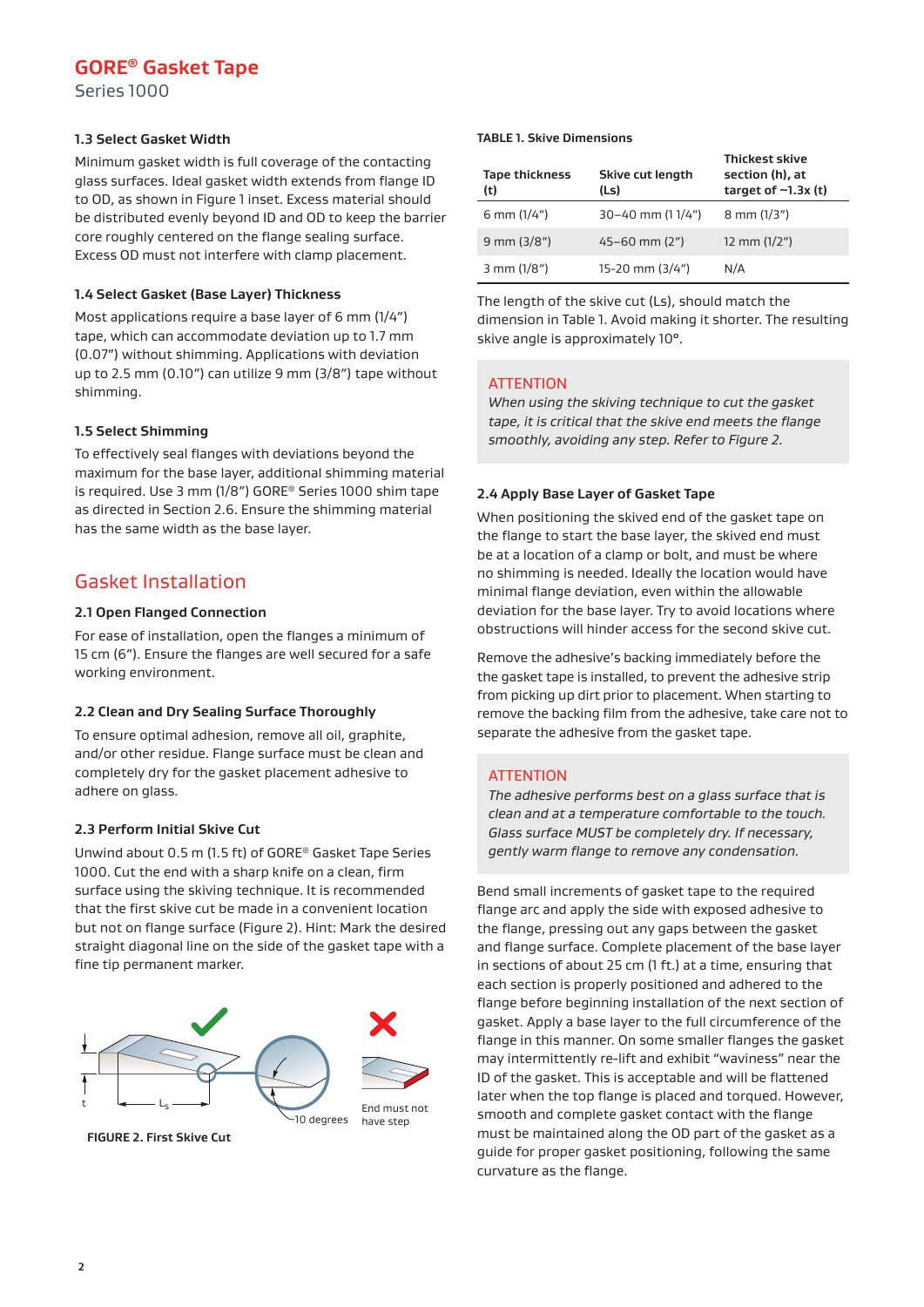# GORE® Gasket Tape

Series 1000

### 1.3 Select Gasket Width

Minimum gasket width is full coverage of the contacting glass surfaces. Ideal gasket width extends from flange ID to OD, as shown in Figure 1 inset. Excess material should be distributed evenly beyond ID and OD to keep the barrier core roughly centered on the flange sealing surface. Excess OD must not interfere with clamp placement.

### 1.4 Select Gasket (Base Layer) Thickness

Most applications require a base layer of 6 mm (1/4") tape, which can accommodate deviation up to 1.7 mm (0.07") without shimming. Applications with deviation up to 2.5 mm (0.10") can utilize 9 mm (3/8") tape without shimming.

### 1.5 Select Shimming

To effectively seal flanges with deviations beyond the maximum for the base layer, additional shimming material is required. Use 3 mm (1/8") GORE® Series 1000 shim tape as directed in Section 2.6. Ensure the shimming material has the same width as the base layer.

## Gasket Installation

### 2.1 Open Flanged Connection

For ease of installation, open the flanges a minimum of 15 cm (6"). Ensure the flanges are well secured for a safe working environment.

### 2.2 Clean and Dry Sealing Surface Thoroughly

To ensure optimal adhesion, remove all oil, graphite, and/or other residue. Flange surface must be clean and completely dry for the gasket placement adhesive to adhere on glass.

### 2.3 Perform Initial Skive Cut

Unwind about 0.5 m (1.5 ft) of GORE® Gasket Tape Series 1000. Cut the end with a sharp knife on a clean, firm surface using the skiving technique. It is recommended that the first skive cut be made in a convenient location but not on flange surface (Figure 2). Hint: Mark the desired straight diagonal line on the side of the gasket tape with a fine tip permanent marker.

t — $L_s$ — 10 degrees — End must not have step

**FIGURE 2. First Skive Cut**

**TABLE 1. Skive Dimensions**

| Tape thickness (t) | Skive cut length (Ls) | Thickest skive section (h), at target of ~1.3x (t) |
|---|---|---|
| 6 mm (1/4") | 30–40 mm (1 1/4") | 8 mm (1/3") |
| 9 mm (3/8") | 45–60 mm (2") | 12 mm (1/2") |
| 3 mm (1/8") | 15-20 mm (3/4") | N/A |

The length of the skive cut (Ls), should match the dimension in Table 1. Avoid making it shorter. The resulting skive angle is approximately 10°.

> ATTENTION
> *When using the skiving technique to cut the gasket tape, it is critical that the skive end meets the flange smoothly, avoiding any step. Refer to Figure 2.*

### 2.4 Apply Base Layer of Gasket Tape

When positioning the skived end of the gasket tape on the flange to start the base layer, the skived end must be at a location of a clamp or bolt, and must be where no shimming is needed. Ideally the location would have minimal flange deviation, even within the allowable deviation for the base layer. Try to avoid locations where obstructions will hinder access for the second skive cut.

Remove the adhesive's backing immediately before the the gasket tape is installed, to prevent the adhesive strip from picking up dirt prior to placement. When starting to remove the backing film from the adhesive, take care not to separate the adhesive from the gasket tape.

> ATTENTION
> *The adhesive performs best on a glass surface that is clean and at a temperature comfortable to the touch. Glass surface MUST be completely dry. If necessary, gently warm flange to remove any condensation.*

Bend small increments of gasket tape to the required flange arc and apply the side with exposed adhesive to the flange, pressing out any gaps between the gasket and flange surface. Complete placement of the base layer in sections of about 25 cm (1 ft.) at a time, ensuring that each section is properly positioned and adhered to the flange before beginning installation of the next section of gasket. Apply a base layer to the full circumference of the flange in this manner. On some smaller flanges the gasket may intermittently re-lift and exhibit "waviness" near the ID of the gasket. This is acceptable and will be flattened later when the top flange is placed and torqued. However, smooth and complete gasket contact with the flange must be maintained along the OD part of the gasket as a guide for proper gasket positioning, following the same curvature as the flange.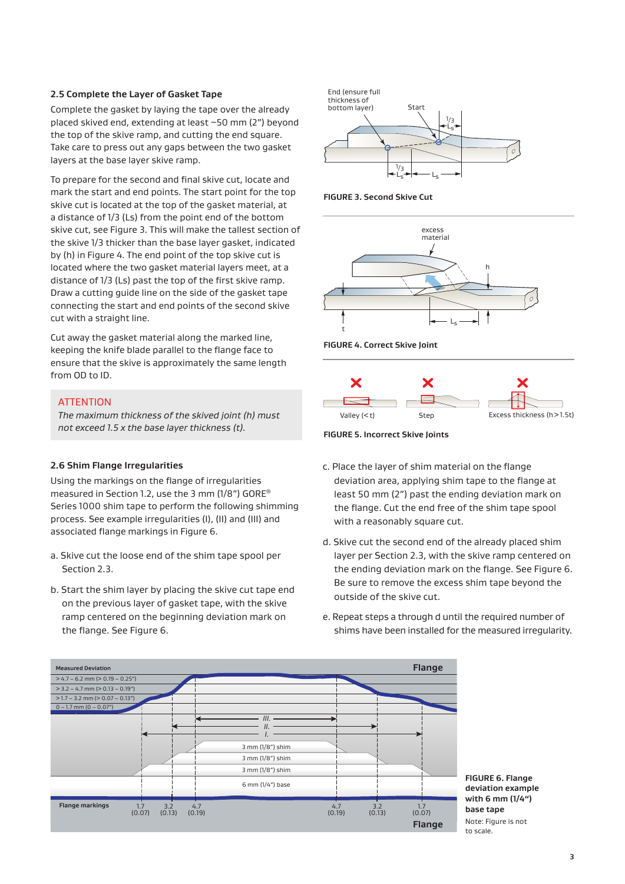### 2.5 Complete the Layer of Gasket Tape

Complete the gasket by laying the tape over the already placed skived end, extending at least ~50 mm (2") beyond the top of the skive ramp, and cutting the end square. Take care to press out any gaps between the two gasket layers at the base layer skive ramp.

To prepare for the second and final skive cut, locate and mark the start and end points. The start point for the top skive cut is located at the top of the gasket material, at a distance of 1/3 (Ls) from the point end of the bottom skive cut, see Figure 3. This will make the tallest section of the skive 1/3 thicker than the base layer gasket, indicated by (h) in Figure 4. The end point of the top skive cut is located where the two gasket material layers meet, at a distance of 1/3 (Ls) past the top of the first skive ramp. Draw a cutting guide line on the side of the gasket tape connecting the start and end points of the second skive cut with a straight line.

Cut away the gasket material along the marked line, keeping the knife blade parallel to the flange face to ensure that the skive is approximately the same length from OD to ID.

> ATTENTION
>
> *The maximum thickness of the skived joint (h) must not exceed 1.5 x the base layer thickness (t).*

**FIGURE 3. Second Skive Cut**

**FIGURE 4. Correct Skive Joint**

Valley (<t) Step Excess thickness (h>1.5t)

**FIGURE 5. Incorrect Skive Joints**

### 2.6 Shim Flange Irregularities

Using the markings on the flange of irregularities measured in Section 1.2, use the 3 mm (1/8") GORE® Series 1000 shim tape to perform the following shimming process. See example irregularities (I), (II) and (III) and associated flange markings in Figure 6.

a. Skive cut the loose end of the shim tape spool per Section 2.3.

b. Start the shim layer by placing the skive cut tape end on the previous layer of gasket tape, with the skive ramp centered on the beginning deviation mark on the flange. See Figure 6.

c. Place the layer of shim material on the flange deviation area, applying shim tape to the flange at least 50 mm (2") past the ending deviation mark on the flange. Cut the end free of the shim tape spool with a reasonably square cut.

d. Skive cut the second end of the already placed shim layer per Section 2.3, with the skive ramp centered on the ending deviation mark on the flange. See Figure 6. Be sure to remove the excess shim tape beyond the outside of the skive cut.

e. Repeat steps a through d until the required number of shims have been installed for the measured irregularity.

**FIGURE 6. Flange deviation example with 6 mm (1/4") base tape**

Note: Figure is not to scale.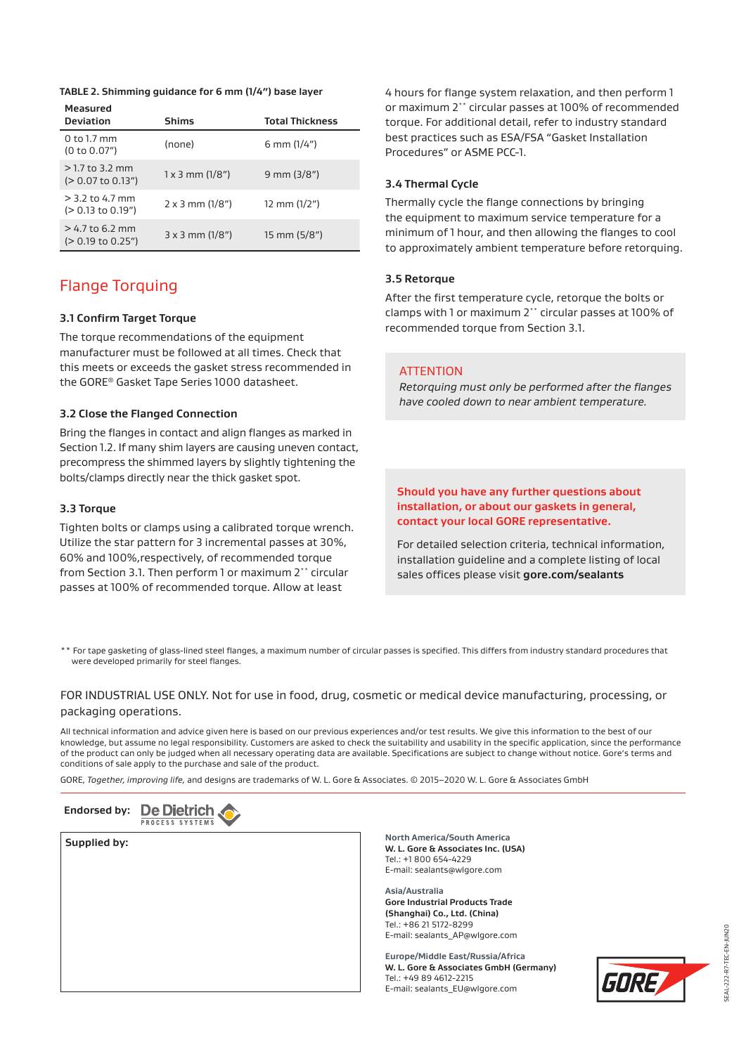**TABLE 2. Shimming guidance for 6 mm (1/4") base layer**

| Measured Deviation | Shims | Total Thickness |
|---|---|---|
| 0 to 1.7 mm (0 to 0.07") | (none) | 6 mm (1/4") |
| > 1.7 to 3.2 mm (> 0.07 to 0.13") | 1 x 3 mm (1/8") | 9 mm (3/8") |
| > 3.2 to 4.7 mm (> 0.13 to 0.19") | 2 x 3 mm (1/8") | 12 mm (1/2") |
| > 4.7 to 6.2 mm (> 0.19 to 0.25") | 3 x 3 mm (1/8") | 15 mm (5/8") |

## Flange Torquing

### 3.1 Confirm Target Torque

The torque recommendations of the equipment manufacturer must be followed at all times. Check that this meets or exceeds the gasket stress recommended in the GORE® Gasket Tape Series 1000 datasheet.

### 3.2 Close the Flanged Connection

Bring the flanges in contact and align flanges as marked in Section 1.2. If many shim layers are causing uneven contact, precompress the shimmed layers by slightly tightening the bolts/clamps directly near the thick gasket spot.

### 3.3 Torque

Tighten bolts or clamps using a calibrated torque wrench. Utilize the star pattern for 3 incremental passes at 30%, 60% and 100%,respectively, of recommended torque from Section 3.1. Then perform 1 or maximum 2** circular passes at 100% of recommended torque. Allow at least 4 hours for flange system relaxation, and then perform 1 or maximum 2** circular passes at 100% of recommended torque. For additional detail, refer to industry standard best practices such as ESA/FSA "Gasket Installation Procedures" or ASME PCC-1.

### 3.4 Thermal Cycle

Thermally cycle the flange connections by bringing the equipment to maximum service temperature for a minimum of 1 hour, and then allowing the flanges to cool to approximately ambient temperature before retorquing.

### 3.5 Retorque

After the first temperature cycle, retorque the bolts or clamps with 1 or maximum 2** circular passes at 100% of recommended torque from Section 3.1.

ATTENTION

*Retorquing must only be performed after the flanges have cooled down to near ambient temperature.*

**Should you have any further questions about installation, or about our gaskets in general, contact your local GORE representative.**

For detailed selection criteria, technical information, installation guideline and a complete listing of local sales offices please visit **gore.com/sealants**

** For tape gasketing of glass-lined steel flanges, a maximum number of circular passes is specified. This differs from industry standard procedures that were developed primarily for steel flanges.

FOR INDUSTRIAL USE ONLY. Not for use in food, drug, cosmetic or medical device manufacturing, processing, or packaging operations.

All technical information and advice given here is based on our previous experiences and/or test results. We give this information to the best of our knowledge, but assume no legal responsibility. Customers are asked to check the suitability and usability in the specific application, since the performance of the product can only be judged when all necessary operating data are available. Specifications are subject to change without notice. Gore's terms and conditions of sale apply to the purchase and sale of the product.

GORE, *Together, improving life,* and designs are trademarks of W. L. Gore & Associates. © 2015–2020 W. L. Gore & Associates GmbH

**Endorsed by:** De Dietrich PROCESS SYSTEMS

**Supplied by:**

North America/South America
**W. L. Gore & Associates Inc. (USA)**
Tel.: +1 800 654-4229
E-mail: sealants@wlgore.com

Asia/Australia
**Gore Industrial Products Trade (Shanghai) Co., Ltd. (China)**
Tel.: +86 21 5172-8299
E-mail: sealants_AP@wlgore.com

Europe/Middle East/Russia/Africa
**W. L. Gore & Associates GmbH (Germany)**
Tel.: +49 89 4612-2215
E-mail: sealants_EU@wlgore.com

GORE

SEAL-222-R7-TEC-EN-JUN20